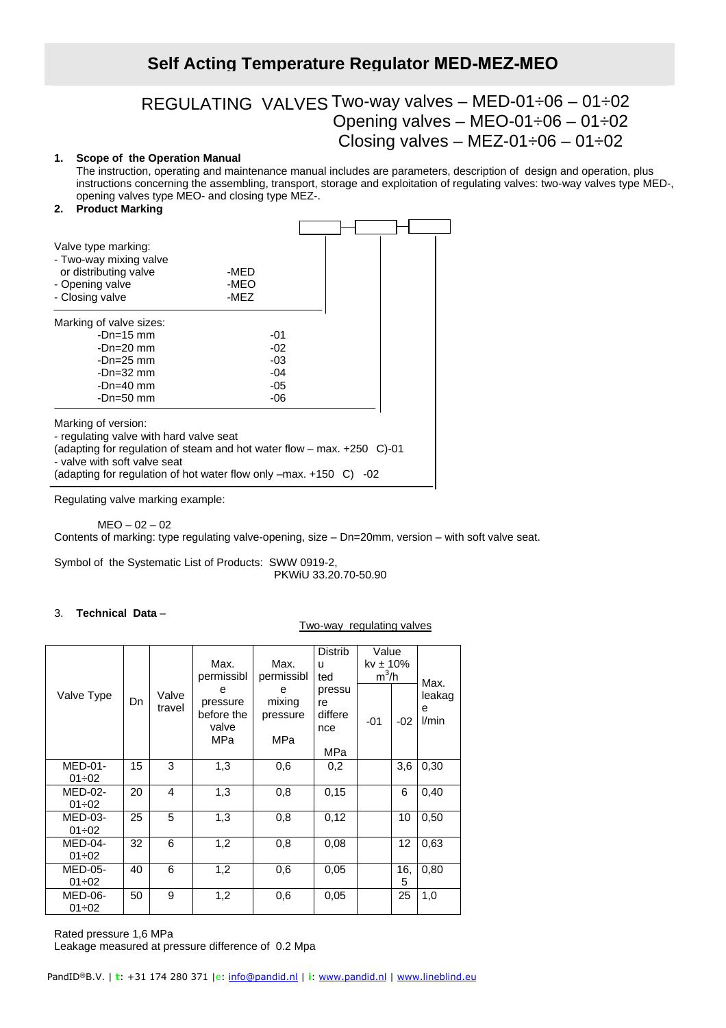# Self Acting Temperature Regulator MED-MEZ-MEO

## REGULATING VALVES Two-way valves – MED-01÷06 – 01÷02
Opening valves – MEO-01÷06 – 01÷02
Closing valves – MEZ-01÷06 – 01÷02

**1. Scope of the Operation Manual**

The instruction, operating and maintenance manual includes are parameters, description of design and operation, plus instructions concerning the assembling, transport, storage and exploitation of regulating valves: two-way valves type MED-, opening valves type MEO- and closing type MEZ-.

**2. Product Marking**

Valve type marking:
- Two-way mixing valve or distributing valve -MED
- Opening valve -MEO
- Closing valve -MEZ

Marking of valve sizes:
- -Dn=15 mm -01
- -Dn=20 mm -02
- -Dn=25 mm -03
- -Dn=32 mm -04
- -Dn=40 mm -05
- -Dn=50 mm -06

Marking of version:
- regulating valve with hard valve seat (adapting for regulation of steam and hot water flow – max. +250 C)-01
- valve with soft valve seat (adapting for regulation of hot water flow only –max. +150 C) -02

Regulating valve marking example:

MEO – 02 – 02

Contents of marking: type regulating valve-opening, size – Dn=20mm, version – with soft valve seat.

Symbol of the Systematic List of Products: SWW 0919-2,
PKWiU 33.20.70-50.90

3. **Technical Data** –

Two-way regulating valves

| Valve Type | Dn | Valve travel | Max. permissible pressure before the valve MPa | Max. permissible mixing pressure MPa | Distributed pressure difference MPa | Value kv ± 10% $m^3/h$ | | Max. leakage l/min |
|---|---|---|---|---|---|---|---|---|
| | | | | | | -01 | -02 | |
| MED-01-01÷02 | 15 | 3 | 1,3 | 0,6 | 0,2 | | 3,6 | 0,30 |
| MED-02-01÷02 | 20 | 4 | 1,3 | 0,8 | 0,15 | | 6 | 0,40 |
| MED-03-01÷02 | 25 | 5 | 1,3 | 0,8 | 0,12 | | 10 | 0,50 |
| MED-04-01÷02 | 32 | 6 | 1,2 | 0,8 | 0,08 | | 12 | 0,63 |
| MED-05-01÷02 | 40 | 6 | 1,2 | 0,6 | 0,05 | | 16,5 | 0,80 |
| MED-06-01÷02 | 50 | 9 | 1,2 | 0,6 | 0,05 | | 25 | 1,0 |

Rated pressure 1,6 MPa
Leakage measured at pressure difference of 0.2 Mpa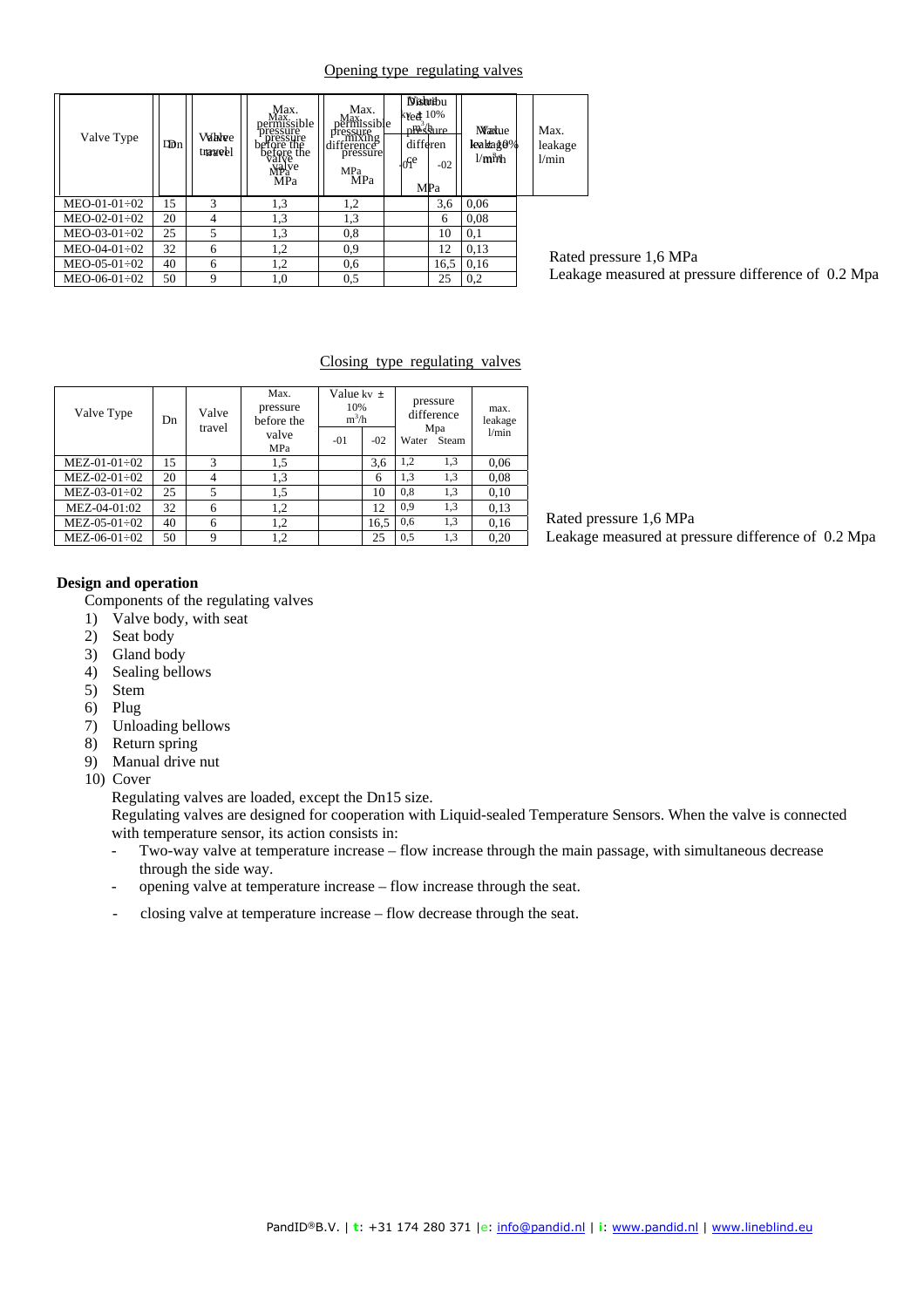## Opening type regulating valves

| Valve Type | Dn | Valve travel | Max. permissible pressure before the valve MPa | Max. permissible pressure difference MPa | Value kv ± 10% m³/h | | Max. leakage l/min |
|---|---|---|---|---|---|---|---|
| | | | | | -01 | -02 | |
| MEO-01-01÷02 | 15 | 3 | 1,3 | 1,2 | | 3,6 | 0,06 |
| MEO-02-01÷02 | 20 | 4 | 1,3 | 1,3 | | 6 | 0,08 |
| MEO-03-01÷02 | 25 | 5 | 1,3 | 0,8 | | 10 | 0,1 |
| MEO-04-01÷02 | 32 | 6 | 1,2 | 0,9 | | 12 | 0,13 |
| MEO-05-01÷02 | 40 | 6 | 1,2 | 0,6 | | 16,5 | 0,16 |
| MEO-06-01÷02 | 50 | 9 | 1,0 | 0,5 | | 25 | 0,2 |

Rated pressure 1,6 MPa
Leakage measured at pressure difference of 0.2 Mpa

## Closing type regulating valves

| Valve Type | Dn | Valve travel | Max. pressure before the valve MPa | Value kv ± 10% m³/h | | pressure difference Mpa | | max. leakage l/min |
|---|---|---|---|---|---|---|---|---|
| | | | | -01 | -02 | Water | Steam | |
| MEZ-01-01÷02 | 15 | 3 | 1,5 | | 3,6 | 1,2 | 1,3 | 0,06 |
| MEZ-02-01÷02 | 20 | 4 | 1,3 | | 6 | 1,3 | 1,3 | 0,08 |
| MEZ-03-01÷02 | 25 | 5 | 1,5 | | 10 | 0,8 | 1,3 | 0,10 |
| MEZ-04-01:02 | 32 | 6 | 1,2 | | 12 | 0,9 | 1,3 | 0,13 |
| MEZ-05-01÷02 | 40 | 6 | 1,2 | | 16,5 | 0,6 | 1,3 | 0,16 |
| MEZ-06-01÷02 | 50 | 9 | 1,2 | | 25 | 0,5 | 1,3 | 0,20 |

Rated pressure 1,6 MPa
Leakage measured at pressure difference of 0.2 Mpa

## Design and operation

Components of the regulating valves

1) Valve body, with seat
2) Seat body
3) Gland body
4) Sealing bellows
5) Stem
6) Plug
7) Unloading bellows
8) Return spring
9) Manual drive nut
10) Cover

Regulating valves are loaded, except the Dn15 size.

Regulating valves are designed for cooperation with Liquid-sealed Temperature Sensors. When the valve is connected with temperature sensor, its action consists in:

- Two-way valve at temperature increase – flow increase through the main passage, with simultaneous decrease through the side way.
- opening valve at temperature increase – flow increase through the seat.
- closing valve at temperature increase – flow decrease through the seat.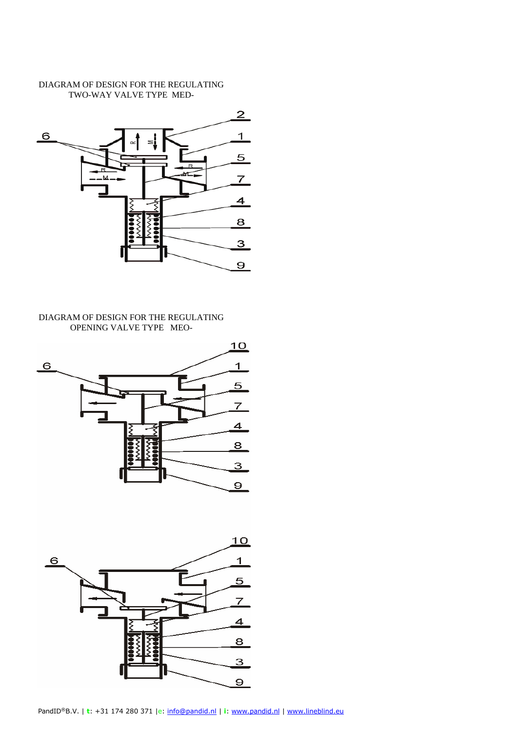DIAGRAM OF DESIGN FOR THE REGULATING TWO-WAY VALVE TYPE MED-

DIAGRAM OF DESIGN FOR THE REGULATING OPENING VALVE TYPE MEO-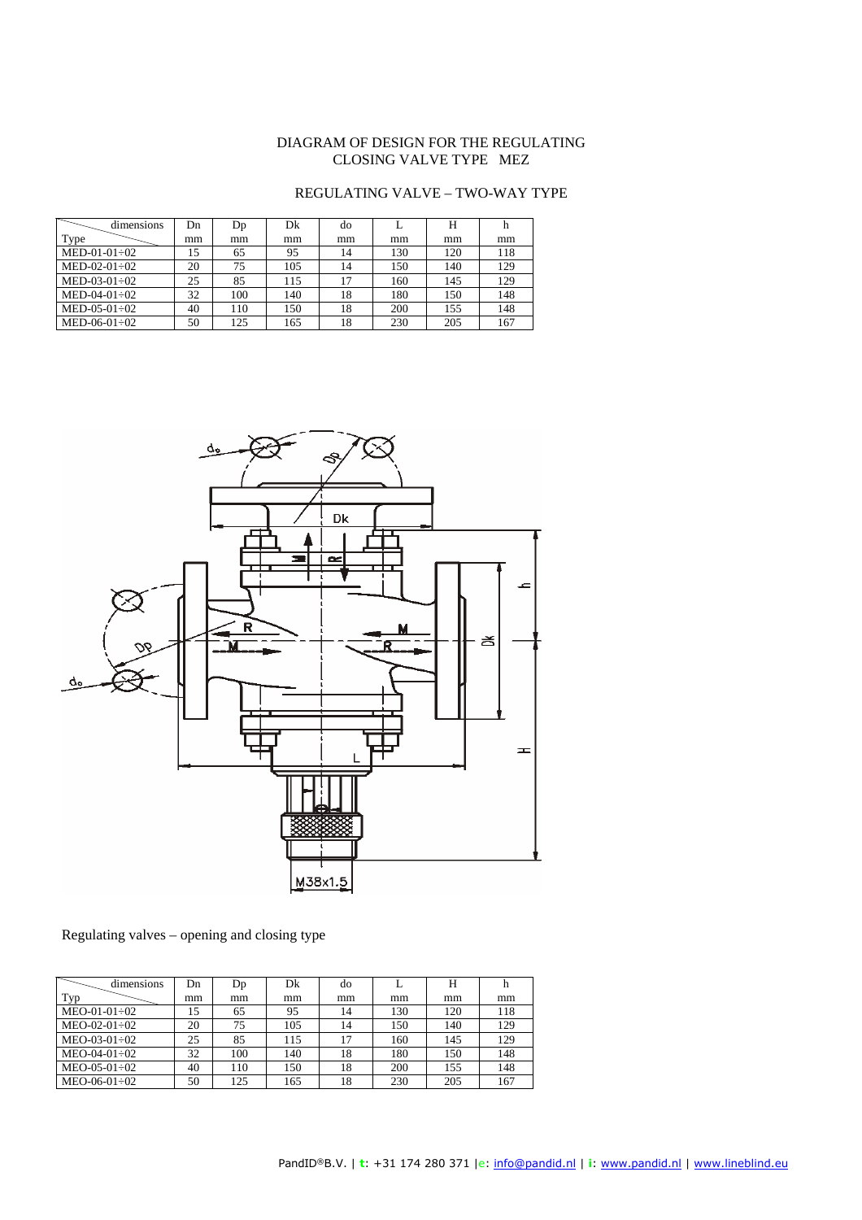# DIAGRAM OF DESIGN FOR THE REGULATING CLOSING VALVE TYPE MEZ

## REGULATING VALVE – TWO-WAY TYPE

| dimensions / Type | Dn mm | Dp mm | Dk mm | do mm | L mm | H mm | h mm |
|---|---|---|---|---|---|---|---|
| MED-01-01÷02 | 15 | 65 | 95 | 14 | 130 | 120 | 118 |
| MED-02-01÷02 | 20 | 75 | 105 | 14 | 150 | 140 | 129 |
| MED-03-01÷02 | 25 | 85 | 115 | 17 | 160 | 145 | 129 |
| MED-04-01÷02 | 32 | 100 | 140 | 18 | 180 | 150 | 148 |
| MED-05-01÷02 | 40 | 110 | 150 | 18 | 200 | 155 | 148 |
| MED-06-01÷02 | 50 | 125 | 165 | 18 | 230 | 205 | 167 |

Regulating valves – opening and closing type

| dimensions / Typ | Dn mm | Dp mm | Dk mm | do mm | L mm | H mm | h mm |
|---|---|---|---|---|---|---|---|
| MEO-01-01÷02 | 15 | 65 | 95 | 14 | 130 | 120 | 118 |
| MEO-02-01÷02 | 20 | 75 | 105 | 14 | 150 | 140 | 129 |
| MEO-03-01÷02 | 25 | 85 | 115 | 17 | 160 | 145 | 129 |
| MEO-04-01÷02 | 32 | 100 | 140 | 18 | 180 | 150 | 148 |
| MEO-05-01÷02 | 40 | 110 | 150 | 18 | 200 | 155 | 148 |
| MEO-06-01÷02 | 50 | 125 | 165 | 18 | 230 | 205 | 167 |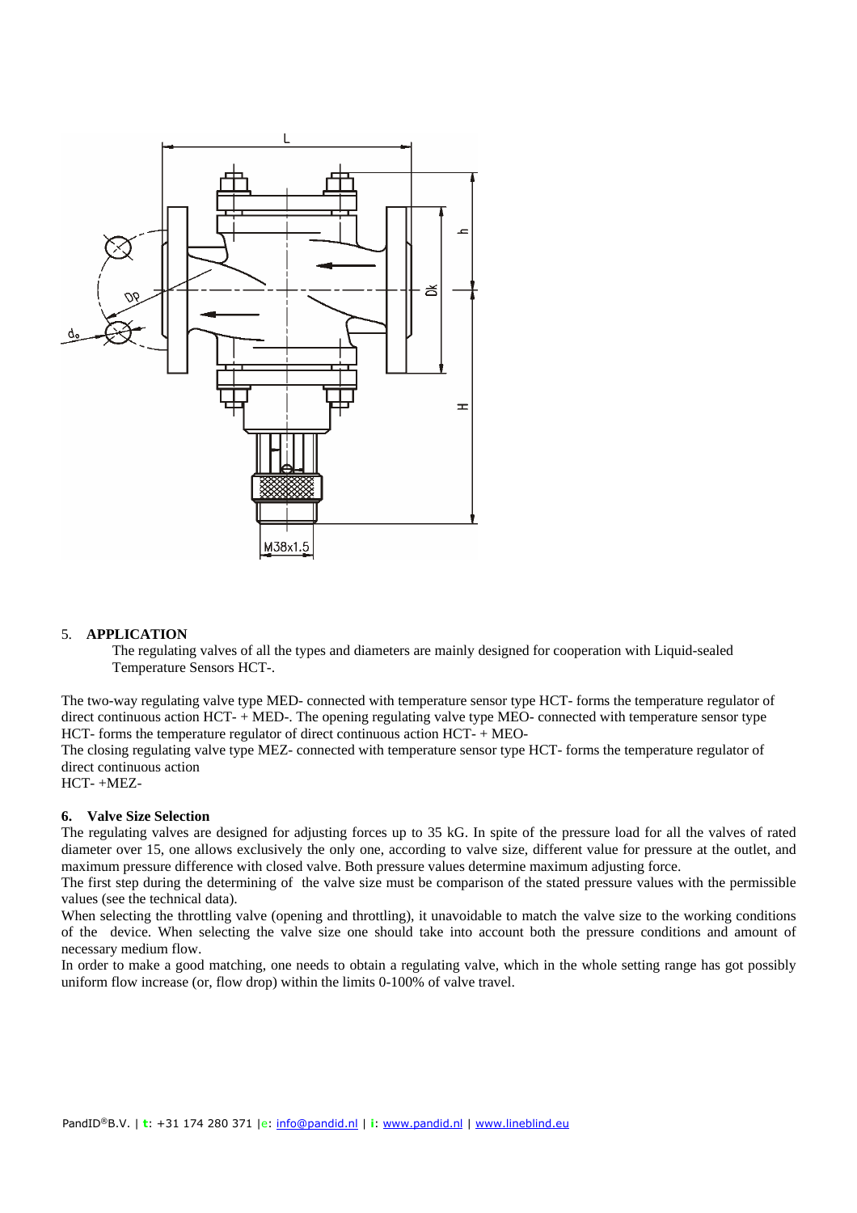## 5. APPLICATION

The regulating valves of all the types and diameters are mainly designed for cooperation with Liquid-sealed Temperature Sensors HCT-.

The two-way regulating valve type MED- connected with temperature sensor type HCT- forms the temperature regulator of direct continuous action HCT- + MED-. The opening regulating valve type MEO- connected with temperature sensor type HCT- forms the temperature regulator of direct continuous action HCT- + MEO-

The closing regulating valve type MEZ- connected with temperature sensor type HCT- forms the temperature regulator of direct continuous action
HCT- +MEZ-

## 6. Valve Size Selection

The regulating valves are designed for adjusting forces up to 35 kG. In spite of the pressure load for all the valves of rated diameter over 15, one allows exclusively the only one, according to valve size, different value for pressure at the outlet, and maximum pressure difference with closed valve. Both pressure values determine maximum adjusting force.

The first step during the determining of the valve size must be comparison of the stated pressure values with the permissible values (see the technical data).

When selecting the throttling valve (opening and throttling), it unavoidable to match the valve size to the working conditions of the device. When selecting the valve size one should take into account both the pressure conditions and amount of necessary medium flow.

In order to make a good matching, one needs to obtain a regulating valve, which in the whole setting range has got possibly uniform flow increase (or, flow drop) within the limits 0-100% of valve travel.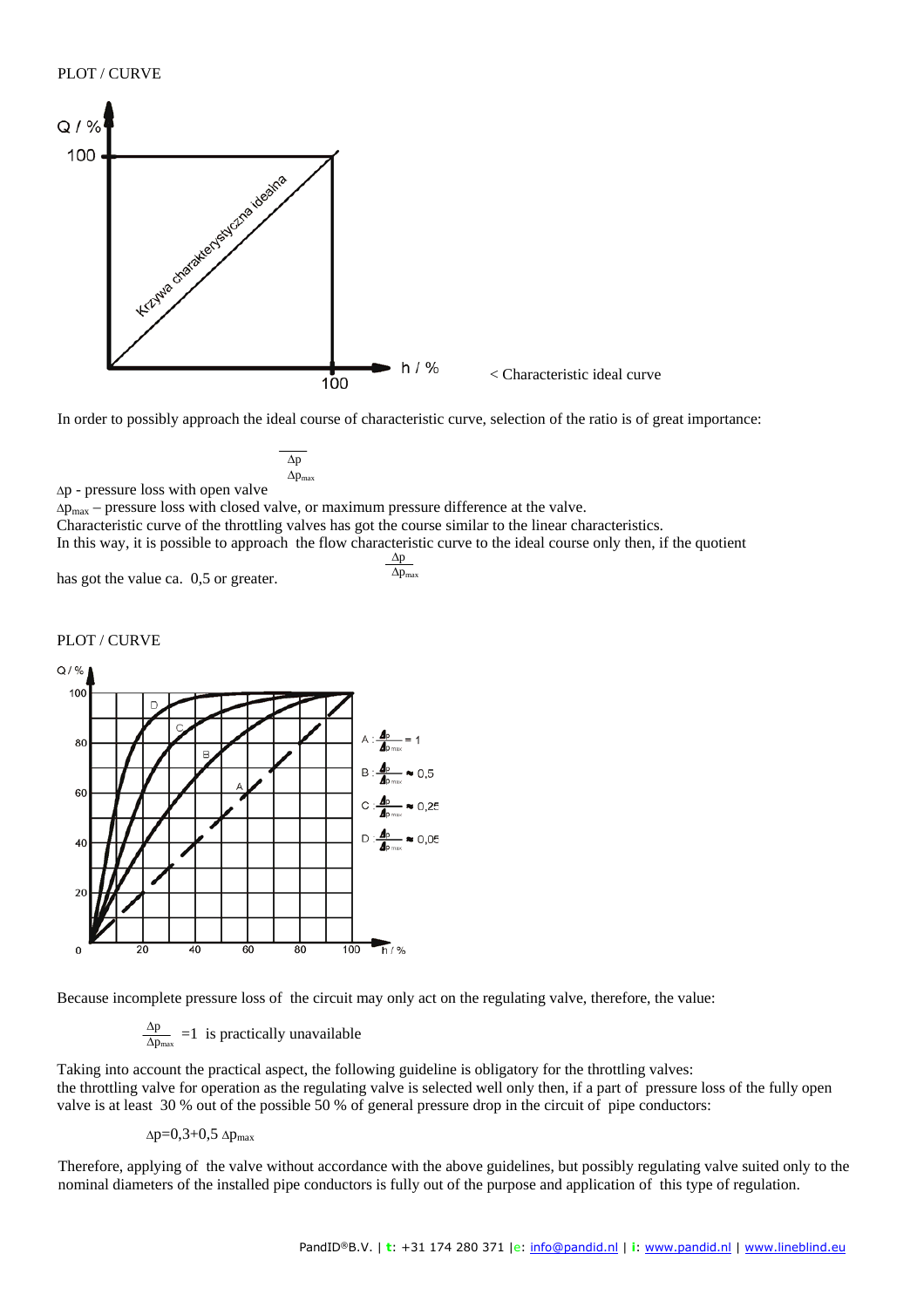PLOT / CURVE

< Characteristic ideal curve

In order to possibly approach the ideal course of characteristic curve, selection of the ratio is of great importance:

$$\frac{\Delta p}{\Delta p_{max}}$$

$\Delta p$ - pressure loss with open valve

$\Delta p_{max}$ – pressure loss with closed valve, or maximum pressure difference at the valve.

Characteristic curve of the throttling valves has got the course similar to the linear characteristics.

In this way, it is possible to approach the flow characteristic curve to the ideal course only then, if the quotient $\frac{\Delta p}{\Delta p_{max}}$ has got the value ca. 0,5 or greater.

PLOT / CURVE

Because incomplete pressure loss of the circuit may only act on the regulating valve, therefore, the value:

$\frac{\Delta p}{\Delta p_{max}} = 1$ is practically unavailable

Taking into account the practical aspect, the following guideline is obligatory for the throttling valves:
the throttling valve for operation as the regulating valve is selected well only then, if a part of pressure loss of the fully open valve is at least 30 % out of the possible 50 % of general pressure drop in the circuit of pipe conductors:

$$\Delta p = 0{,}3 + 0{,}5\ \Delta p_{max}$$

Therefore, applying of the valve without accordance with the above guidelines, but possibly regulating valve suited only to the nominal diameters of the installed pipe conductors is fully out of the purpose and application of this type of regulation.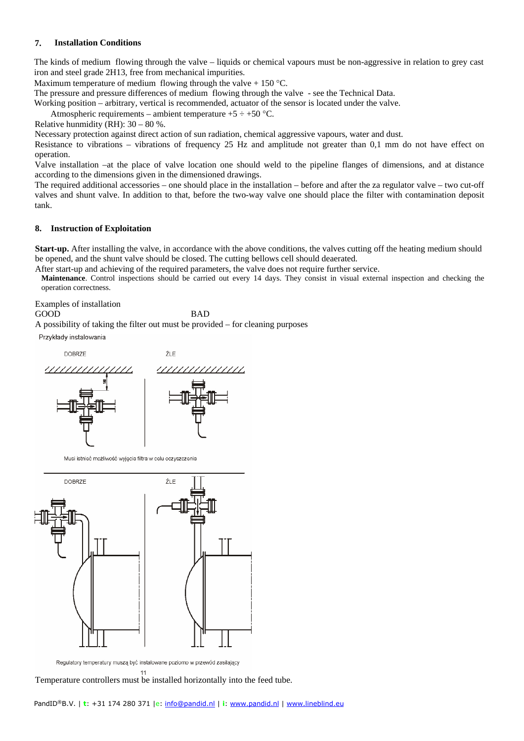## 7. Installation Conditions

The kinds of medium flowing through the valve – liquids or chemical vapours must be non-aggressive in relation to grey cast iron and steel grade 2H13, free from mechanical impurities.

Maximum temperature of medium flowing through the valve + 150 °C.

The pressure and pressure differences of medium flowing through the valve - see the Technical Data.

Working position – arbitrary, vertical is recommended, actuator of the sensor is located under the valve.

Atmospheric requirements – ambient temperature +5 ÷ +50 °C.

Relative hunmidity (RH): 30 – 80 %.

Necessary protection against direct action of sun radiation, chemical aggressive vapours, water and dust.

Resistance to vibrations – vibrations of frequency 25 Hz and amplitude not greater than 0,1 mm do not have effect on operation.

Valve installation –at the place of valve location one should weld to the pipeline flanges of dimensions, and at distance according to the dimensions given in the dimensioned drawings.

The required additional accessories – one should place in the installation – before and after the za regulator valve – two cut-off valves and shunt valve. In addition to that, before the two-way valve one should place the filter with contamination deposit tank.

## 8. Instruction of Exploitation

**Start-up.** After installing the valve, in accordance with the above conditions, the valves cutting off the heating medium should be opened, and the shunt valve should be closed. The cutting bellows cell should deaerated.

After start-up and achieving of the required parameters, the valve does not require further service.

**Maintenance**. Control inspections should be carried out every 14 days. They consist in visual external inspection and checking the operation correctness.

Examples of installation

GOOD BAD

A possibility of taking the filter out must be provided – for cleaning purposes

Przykłady instalowania

DOBRZE ŹLE

Musi istnieć możliwość wyjęcia filtra w celu oczyszczenia

DOBRZE ŹLE

Regulatory temperatury muszą być instalowane poziomo w przewód zasilający

Temperature controllers must be installed horizontally into the feed tube.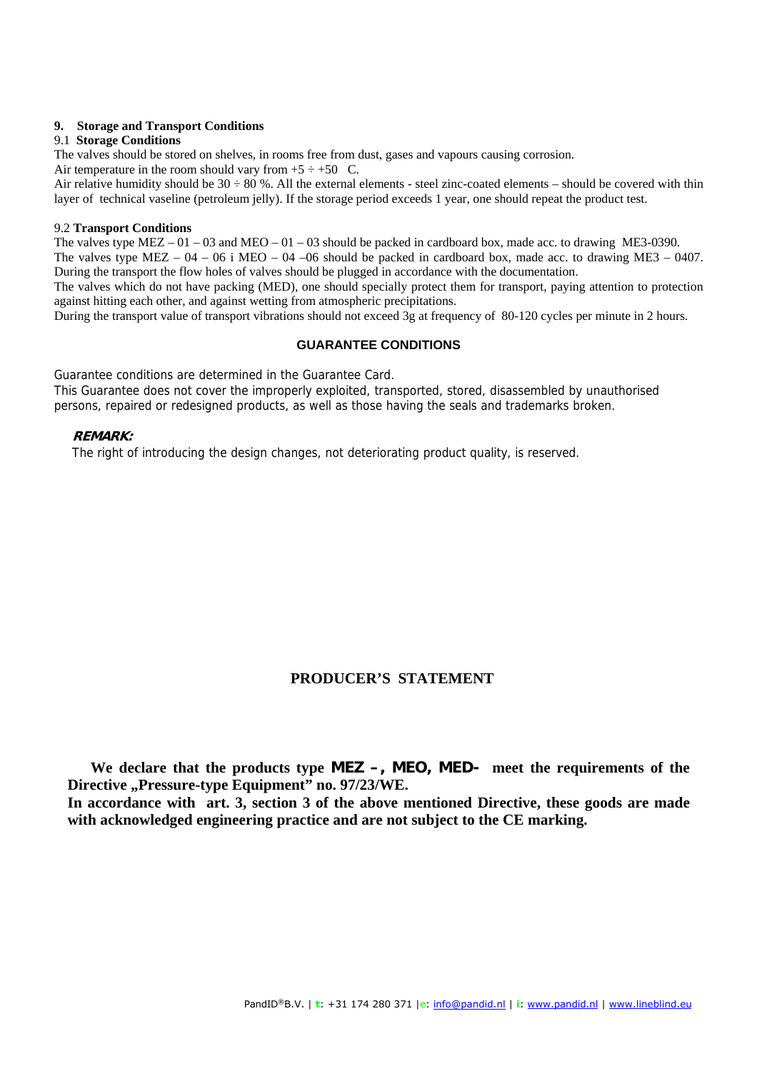## 9. Storage and Transport Conditions

### 9.1 Storage Conditions

The valves should be stored on shelves, in rooms free from dust, gases and vapours causing corrosion.
Air temperature in the room should vary from +5 ÷ +50 C.
Air relative humidity should be 30 ÷ 80 %. All the external elements - steel zinc-coated elements – should be covered with thin layer of technical vaseline (petroleum jelly). If the storage period exceeds 1 year, one should repeat the product test.

### 9.2 Transport Conditions

The valves type MEZ – 01 – 03 and MEO – 01 – 03 should be packed in cardboard box, made acc. to drawing ME3-0390.
The valves type MEZ – 04 – 06 i MEO – 04 –06 should be packed in cardboard box, made acc. to drawing ME3 – 0407.
During the transport the flow holes of valves should be plugged in accordance with the documentation.
The valves which do not have packing (MED), one should specially protect them for transport, paying attention to protection against hitting each other, and against wetting from atmospheric precipitations.
During the transport value of transport vibrations should not exceed 3g at frequency of 80-120 cycles per minute in 2 hours.

## GUARANTEE CONDITIONS

Guarantee conditions are determined in the Guarantee Card.
This Guarantee does not cover the improperly exploited, transported, stored, disassembled by unauthorised persons, repaired or redesigned products, as well as those having the seals and trademarks broken.

***REMARK:***
The right of introducing the design changes, not deteriorating product quality, is reserved.

## PRODUCER'S STATEMENT

**We declare that the products type MEZ –, MEO, MED- meet the requirements of the Directive „Pressure-type Equipment" no. 97/23/WE.**
**In accordance with art. 3, section 3 of the above mentioned Directive, these goods are made with acknowledged engineering practice and are not subject to the CE marking.**

PandID®B.V. | t: +31 174 280 371 | e: info@pandid.nl | i: www.pandid.nl | www.lineblind.eu